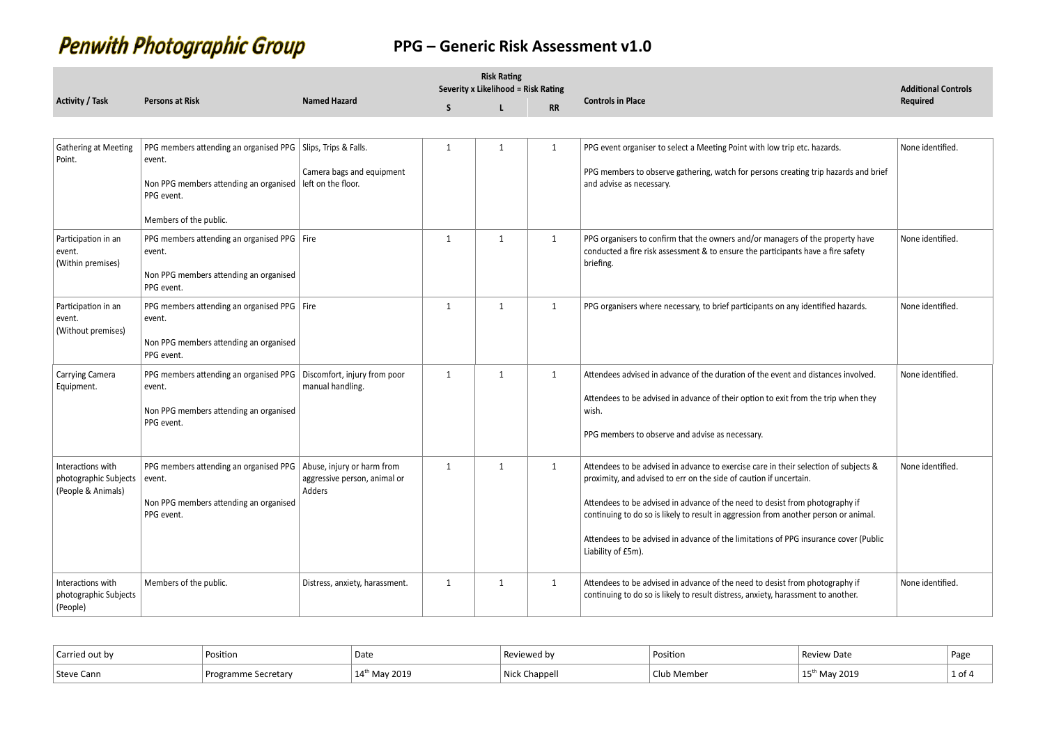# Penwith Photographic Group

## PPG – Generic Risk Assessment v1.0

| Activity / Task | Persons at Risk | Named Hazard | Risk Rating<br>Severity x Likelihood = Risk Rating<br>S | L | RR | Controls in Place | Additional Controls Required |
|---|---|---|---|---|---|---|---|
| Gathering at Meeting Point. | PPG members attending an organised PPG event.<br><br>Non PPG members attending an organised PPG event.<br><br>Members of the public. | Slips, Trips & Falls.<br><br>Camera bags and equipment left on the floor. | 1 | 1 | 1 | PPG event organiser to select a Meeting Point with low trip etc. hazards.<br><br>PPG members to observe gathering, watch for persons creating trip hazards and brief and advise as necessary. | None identified. |
| Participation in an event. (Within premises) | PPG members attending an organised PPG event.<br><br>Non PPG members attending an organised PPG event. | Fire | 1 | 1 | 1 | PPG organisers to confirm that the owners and/or managers of the property have conducted a fire risk assessment & to ensure the participants have a fire safety briefing. | None identified. |
| Participation in an event. (Without premises) | PPG members attending an organised PPG event.<br><br>Non PPG members attending an organised PPG event. | Fire | 1 | 1 | 1 | PPG organisers where necessary, to brief participants on any identified hazards. | None identified. |
| Carrying Camera Equipment. | PPG members attending an organised PPG event.<br><br>Non PPG members attending an organised PPG event. | Discomfort, injury from poor manual handling. | 1 | 1 | 1 | Attendees advised in advance of the duration of the event and distances involved.<br><br>Attendees to be advised in advance of their option to exit from the trip when they wish.<br><br>PPG members to observe and advise as necessary. | None identified. |
| Interactions with photographic Subjects (People & Animals) | PPG members attending an organised PPG event.<br><br>Non PPG members attending an organised PPG event. | Abuse, injury or harm from aggressive person, animal or Adders | 1 | 1 | 1 | Attendees to be advised in advance to exercise care in their selection of subjects & proximity, and advised to err on the side of caution if uncertain.<br><br>Attendees to be advised in advance of the need to desist from photography if continuing to do so is likely to result in aggression from another person or animal.<br><br>Attendees to be advised in advance of the limitations of PPG insurance cover (Public Liability of £5m). | None identified. |
| Interactions with photographic Subjects (People) | Members of the public. | Distress, anxiety, harassment. | 1 | 1 | 1 | Attendees to be advised in advance of the need to desist from photography if continuing to do so is likely to result distress, anxiety, harassment to another. | None identified. |

| Carried out by | Position | Date | Reviewed by | Position | Review Date | Page |
|---|---|---|---|---|---|---|
| Steve Cann | Programme Secretary | 14th May 2019 | Nick Chappell | Club Member | 15th May 2019 | 1 of 4 |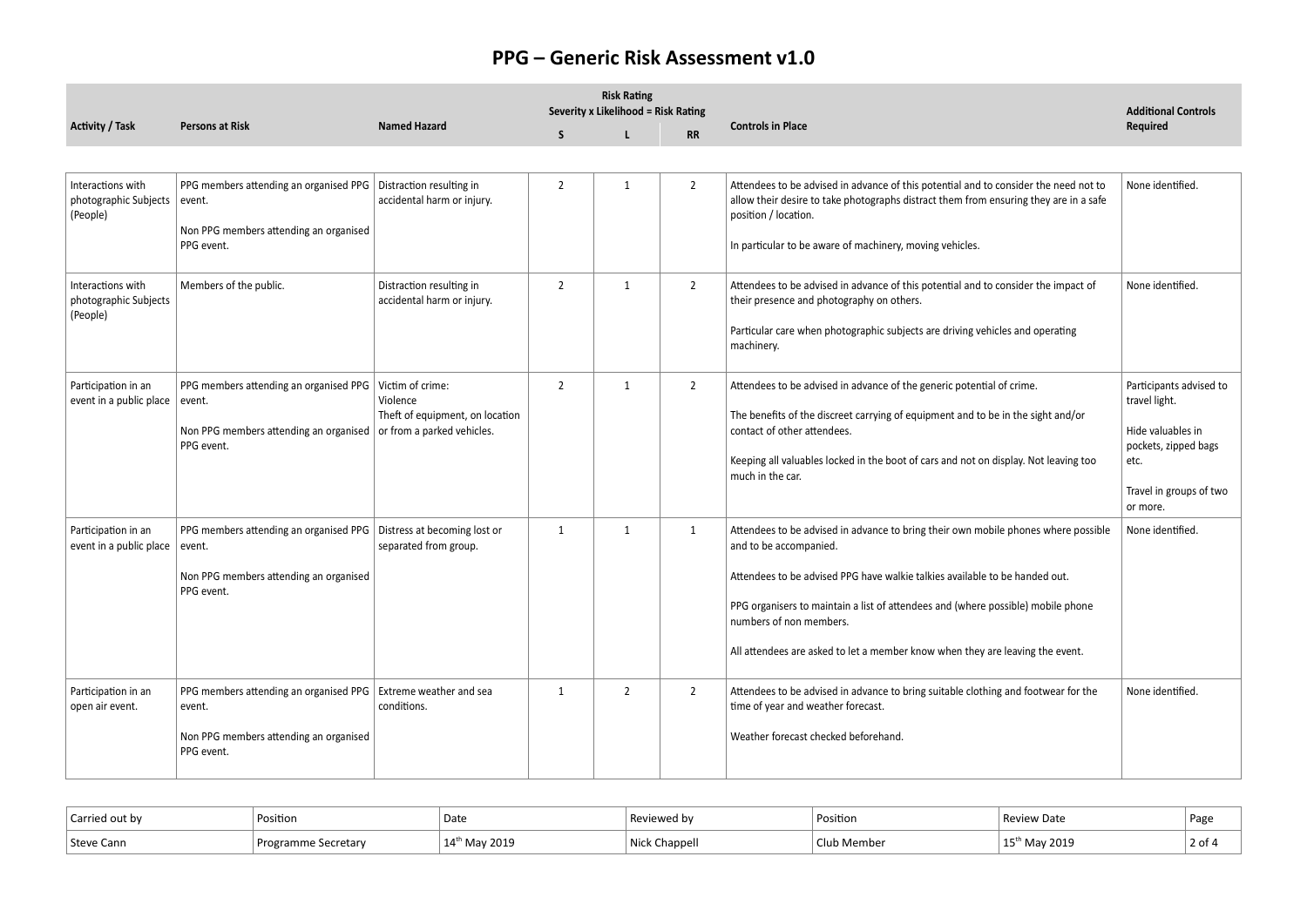# PPG – Generic Risk Assessment v1.0

| Activity / Task | Persons at Risk | Named Hazard | Risk Rating<br>Severity x Likelihood = Risk Rating<br>S | <br><br>L | <br><br>RR | Controls in Place | Additional Controls Required |
|---|---|---|---|---|---|---|---|
| Interactions with photographic Subjects (People) | PPG members attending an organised PPG event.<br><br>Non PPG members attending an organised PPG event. | Distraction resulting in accidental harm or injury. | 2 | 1 | 2 | Attendees to be advised in advance of this potential and to consider the need not to allow their desire to take photographs distract them from ensuring they are in a safe position / location.<br><br>In particular to be aware of machinery, moving vehicles. | None identified. |
| Interactions with photographic Subjects (People) | Members of the public. | Distraction resulting in accidental harm or injury. | 2 | 1 | 2 | Attendees to be advised in advance of this potential and to consider the impact of their presence and photography on others.<br><br>Particular care when photographic subjects are driving vehicles and operating machinery. | None identified. |
| Participation in an event in a public place | PPG members attending an organised PPG event.<br><br>Non PPG members attending an organised PPG event. | Victim of crime:<br>Violence<br>Theft of equipment, on location or from a parked vehicles. | 2 | 1 | 2 | Attendees to be advised in advance of the generic potential of crime.<br><br>The benefits of the discreet carrying of equipment and to be in the sight and/or contact of other attendees.<br><br>Keeping all valuables locked in the boot of cars and not on display. Not leaving too much in the car. | Participants advised to travel light.<br><br>Hide valuables in pockets, zipped bags etc.<br><br>Travel in groups of two or more. |
| Participation in an event in a public place | PPG members attending an organised PPG event.<br><br>Non PPG members attending an organised PPG event. | Distress at becoming lost or separated from group. | 1 | 1 | 1 | Attendees to be advised in advance to bring their own mobile phones where possible and to be accompanied.<br><br>Attendees to be advised PPG have walkie talkies available to be handed out.<br><br>PPG organisers to maintain a list of attendees and (where possible) mobile phone numbers of non members.<br><br>All attendees are asked to let a member know when they are leaving the event. | None identified. |
| Participation in an open air event. | PPG members attending an organised PPG event.<br><br>Non PPG members attending an organised PPG event. | Extreme weather and sea conditions. | 1 | 2 | 2 | Attendees to be advised in advance to bring suitable clothing and footwear for the time of year and weather forecast.<br><br>Weather forecast checked beforehand. | None identified. |

| Carried out by | Position | Date | Reviewed by | Position | Review Date | Page |
|---|---|---|---|---|---|---|
| Steve Cann | Programme Secretary | 14th May 2019 | Nick Chappell | Club Member | 15th May 2019 | 2 of 4 |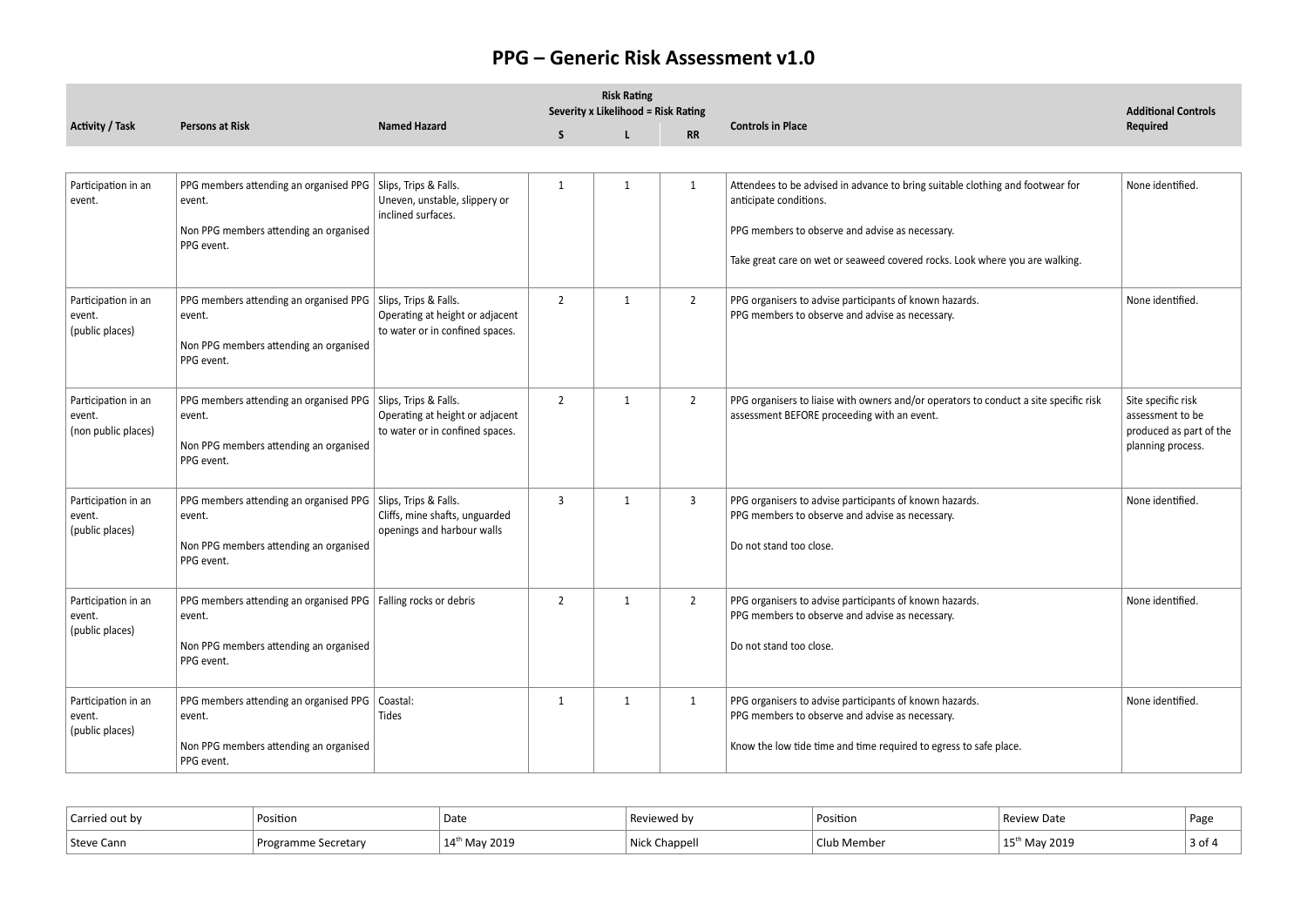# PPG – Generic Risk Assessment v1.0

| Activity / Task | Persons at Risk | Named Hazard | Risk Rating Severity x Likelihood = Risk Rating S | L | RR | Controls in Place | Additional Controls Required |
|---|---|---|---|---|---|---|---|
| Participation in an event. | PPG members attending an organised PPG event.<br><br>Non PPG members attending an organised PPG event. | Slips, Trips & Falls.<br>Uneven, unstable, slippery or inclined surfaces. | 1 | 1 | 1 | Attendees to be advised in advance to bring suitable clothing and footwear for anticipate conditions.<br><br>PPG members to observe and advise as necessary.<br><br>Take great care on wet or seaweed covered rocks. Look where you are walking. | None identified. |
| Participation in an event.<br>(public places) | PPG members attending an organised PPG event.<br><br>Non PPG members attending an organised PPG event. | Slips, Trips & Falls.<br>Operating at height or adjacent to water or in confined spaces. | 2 | 1 | 2 | PPG organisers to advise participants of known hazards.<br>PPG members to observe and advise as necessary. | None identified. |
| Participation in an event.<br>(non public places) | PPG members attending an organised PPG event.<br><br>Non PPG members attending an organised PPG event. | Slips, Trips & Falls.<br>Operating at height or adjacent to water or in confined spaces. | 2 | 1 | 2 | PPG organisers to liaise with owners and/or operators to conduct a site specific risk assessment BEFORE proceeding with an event. | Site specific risk assessment to be produced as part of the planning process. |
| Participation in an event.<br>(public places) | PPG members attending an organised PPG event.<br><br>Non PPG members attending an organised PPG event. | Slips, Trips & Falls.<br>Cliffs, mine shafts, unguarded openings and harbour walls | 3 | 1 | 3 | PPG organisers to advise participants of known hazards.<br>PPG members to observe and advise as necessary.<br><br>Do not stand too close. | None identified. |
| Participation in an event.<br>(public places) | PPG members attending an organised PPG event.<br><br>Non PPG members attending an organised PPG event. | Falling rocks or debris | 2 | 1 | 2 | PPG organisers to advise participants of known hazards.<br>PPG members to observe and advise as necessary.<br><br>Do not stand too close. | None identified. |
| Participation in an event.<br>(public places) | PPG members attending an organised PPG event.<br><br>Non PPG members attending an organised PPG event. | Coastal:<br>Tides | 1 | 1 | 1 | PPG organisers to advise participants of known hazards.<br>PPG members to observe and advise as necessary.<br><br>Know the low tide time and time required to egress to safe place. | None identified. |

| Carried out by | Position | Date | Reviewed by | Position | Review Date | Page |
|---|---|---|---|---|---|---|
| Steve Cann | Programme Secretary | 14th May 2019 | Nick Chappell | Club Member | 15th May 2019 | 3 of 4 |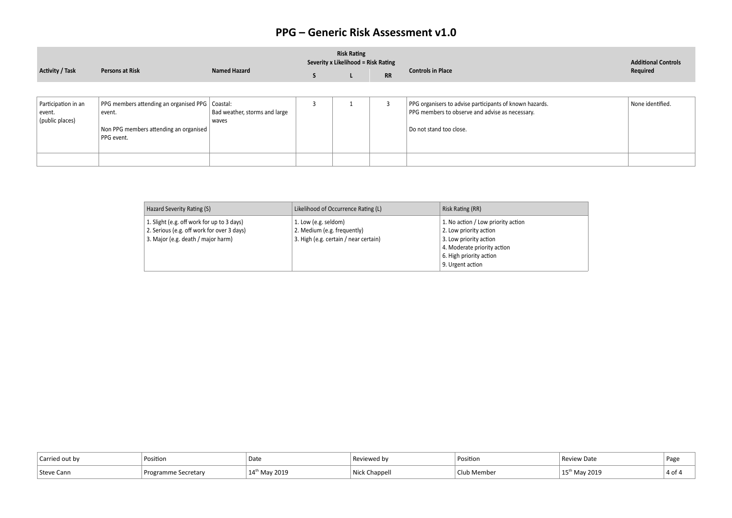# PPG – Generic Risk Assessment v1.0

| Activity / Task | Persons at Risk | Named Hazard | Risk Rating<br>Severity x Likelihood = Risk Rating<br>S | <br><br>L | <br><br>RR | Controls in Place | Additional Controls Required |
|---|---|---|---|---|---|---|---|
| Participation in an event.<br>(public places) | PPG members attending an organised PPG event.<br><br>Non PPG members attending an organised PPG event. | Coastal:<br>Bad weather, storms and large waves | 3 | 1 | 3 | PPG organisers to advise participants of known hazards.<br>PPG members to observe and advise as necessary.<br><br>Do not stand too close. | None identified. |
| | | | | | | | |

| Hazard Severity Rating (S) | Likelihood of Occurrence Rating (L) | Risk Rating (RR) |
|---|---|---|
| 1. Slight (e.g. off work for up to 3 days)<br>2. Serious (e.g. off work for over 3 days)<br>3. Major (e.g. death / major harm) | 1. Low (e.g. seldom)<br>2. Medium (e.g. frequently)<br>3. High (e.g. certain / near certain) | 1. No action / Low priority action<br>2. Low priority action<br>3. Low priority action<br>4. Moderate priority action<br>6. High priority action<br>9. Urgent action |

| Carried out by | Position | Date | Reviewed by | Position | Review Date | Page |
|---|---|---|---|---|---|---|
| Steve Cann | Programme Secretary | 14th May 2019 | Nick Chappell | Club Member | 15th May 2019 | 4 of 4 |